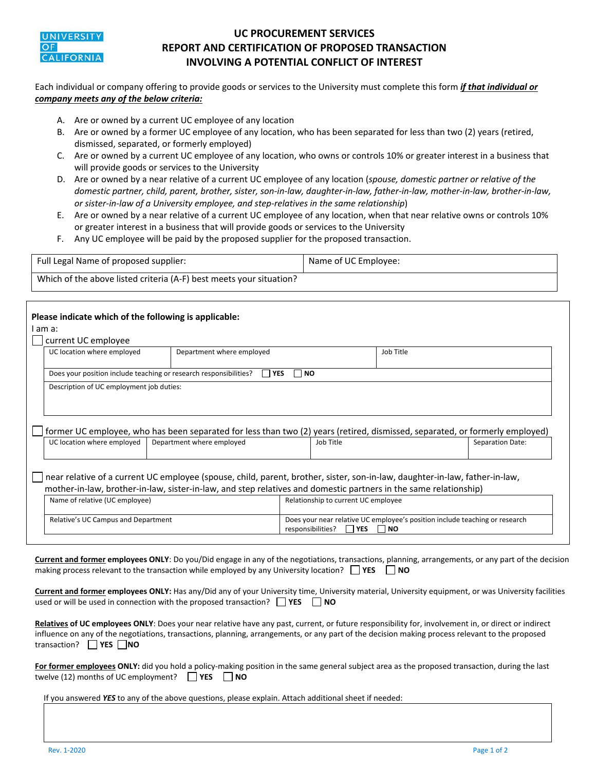# UC PROCUREMENT SERVICES
# REPORT AND CERTIFICATION OF PROPOSED TRANSACTION INVOLVING A POTENTIAL CONFLICT OF INTEREST

Each individual or company offering to provide goods or services to the University must complete this form ***if that individual or company meets any of the below criteria:***

A. Are or owned by a current UC employee of any location
B. Are or owned by a former UC employee of any location, who has been separated for less than two (2) years (retired, dismissed, separated, or formerly employed)
C. Are or owned by a current UC employee of any location, who owns or controls 10% or greater interest in a business that will provide goods or services to the University
D. Are or owned by a near relative of a current UC employee of any location (*spouse, domestic partner or relative of the domestic partner, child, parent, brother, sister, son-in-law, daughter-in-law, father-in-law, mother-in-law, brother-in-law, or sister-in-law of a University employee, and step-relatives in the same relationship*)
E. Are or owned by a near relative of a current UC employee of any location, when that near relative owns or controls 10% or greater interest in a business that will provide goods or services to the University
F. Any UC employee will be paid by the proposed supplier for the proposed transaction.

| Full Legal Name of proposed supplier: | Name of UC Employee: |
|---|---|
| Which of the above listed criteria (A-F) best meets your situation? | |

**Please indicate which of the following is applicable:**

I am a:

☐ current UC employee

| UC location where employed | Department where employed | Job Title |
|---|---|---|
| Does your position include teaching or research responsibilities? ☐ **YES** ☐ **NO** | | |
| Description of UC employment job duties: | | |

☐ former UC employee, who has been separated for less than two (2) years (retired, dismissed, separated, or formerly employed)

| UC location where employed | Department where employed | Job Title | Separation Date: |
|---|---|---|---|

☐ near relative of a current UC employee (spouse, child, parent, brother, sister, son-in-law, daughter-in-law, father-in-law, mother-in-law, brother-in-law, sister-in-law, and step relatives and domestic partners in the same relationship)

| Name of relative (UC employee) | Relationship to current UC employee |
|---|---|
| Relative's UC Campus and Department | Does your near relative UC employee's position include teaching or research responsibilities? ☐ **YES** ☐ **NO** |

**<u>Current and former</u> employees ONLY**: Do you/Did engage in any of the negotiations, transactions, planning, arrangements, or any part of the decision making process relevant to the transaction while employed by any University location? ☐ **YES** ☐ **NO**

**<u>Current and former</u> employees ONLY:** Has any/Did any of your University time, University material, University equipment, or was University facilities used or will be used in connection with the proposed transaction? ☐ **YES** ☐ **NO**

**<u>Relatives</u> of UC employees ONLY**: Does your near relative have any past, current, or future responsibility for, involvement in, or direct or indirect influence on any of the negotiations, transactions, planning, arrangements, or any part of the decision making process relevant to the proposed transaction? ☐ **YES** ☐ **NO**

**<u>For former employees</u> ONLY:** did you hold a policy-making position in the same general subject area as the proposed transaction, during the last twelve (12) months of UC employment? ☐ **YES** ☐ **NO**

If you answered ***YES*** to any of the above questions, please explain. Attach additional sheet if needed:

Rev. 1-2020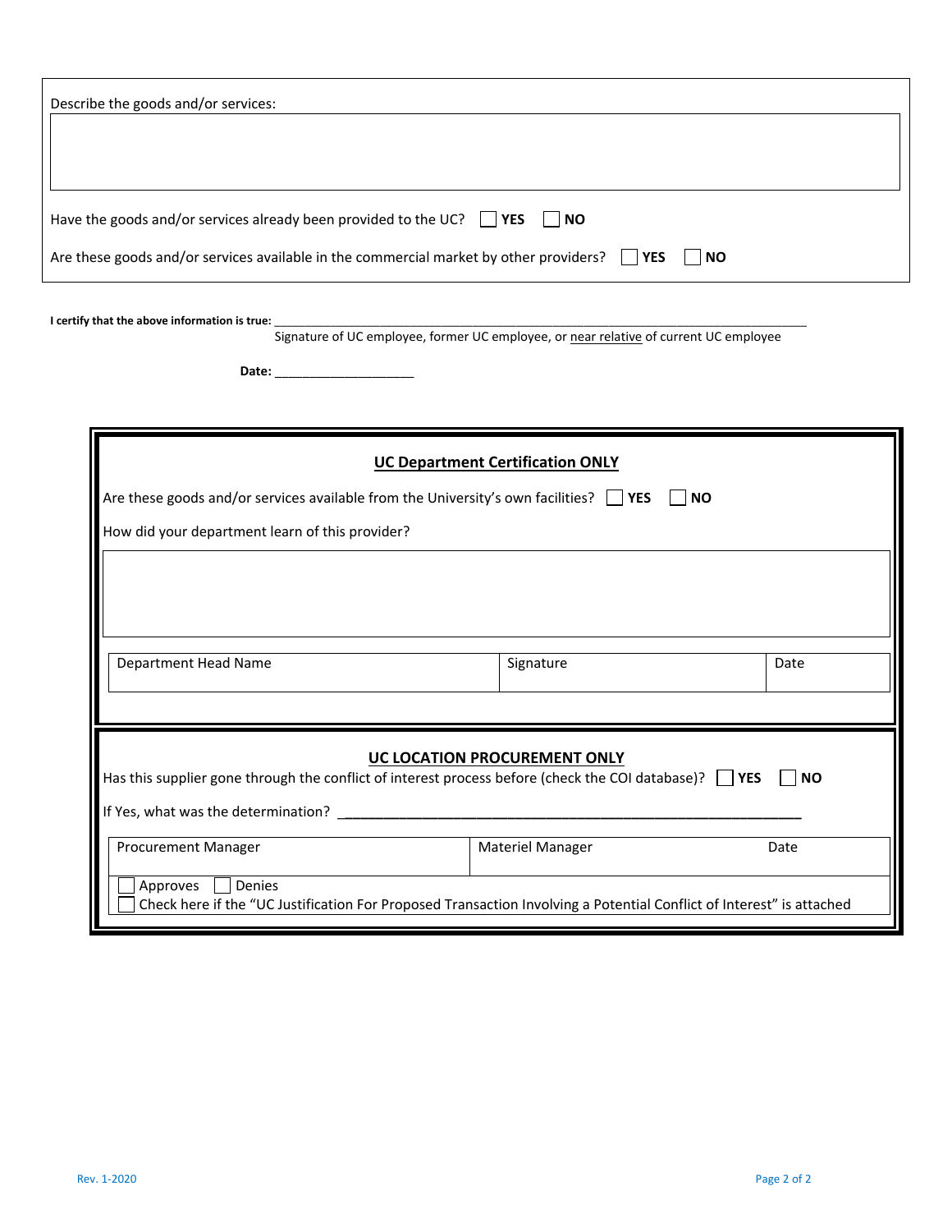Describe the goods and/or services:

Have the goods and/or services already been provided to the UC? ☐ **YES** ☐ **NO**

Are these goods and/or services available in the commercial market by other providers? ☐ **YES** ☐ **NO**

**I certify that the above information is true:** ______________________________________________

Signature of UC employee, former UC employee, or near relative of current UC employee

**Date:** ____________________

## UC Department Certification ONLY

Are these goods and/or services available from the University's own facilities? ☐ **YES** ☐ **NO**

How did your department learn of this provider?

| Department Head Name | Signature | Date |
|---|---|---|
| | | |

## UC LOCATION PROCUREMENT ONLY

Has this supplier gone through the conflict of interest process before (check the COI database)? ☐ **YES** ☐ **NO**

If Yes, what was the determination? ____________________________________________

| Procurement Manager | Materiel Manager | Date |
|---|---|---|
| | | |

☐ Approves ☐ Denies

☐ Check here if the "UC Justification For Proposed Transaction Involving a Potential Conflict of Interest" is attached

Rev. 1-2020